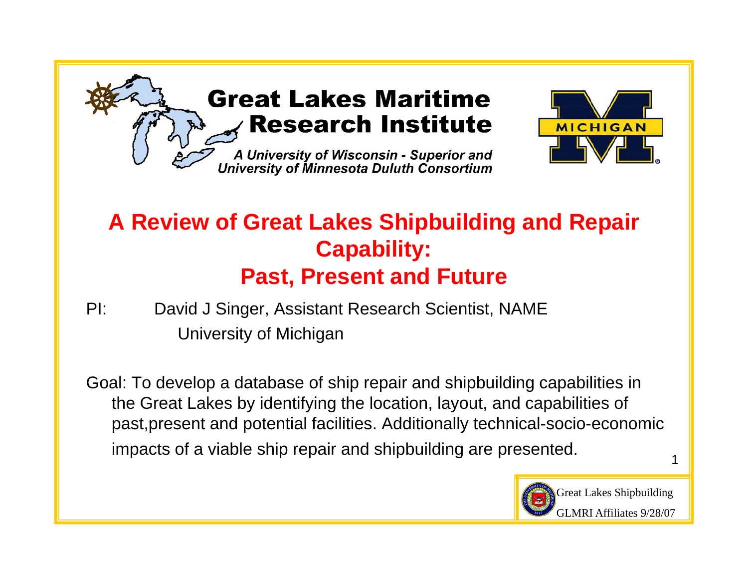Great Lakes Maritime Research Institute

*A University of Wisconsin - Superior and University of Minnesota Duluth Consortium*

MICHIGAN

# A Review of Great Lakes Shipbuilding and Repair Capability: Past, Present and Future

PI: David J Singer, Assistant Research Scientist, NAME
University of Michigan

Goal: To develop a database of ship repair and shipbuilding capabilities in the Great Lakes by identifying the location, layout, and capabilities of past,present and potential facilities. Additionally technical-socio-economic impacts of a viable ship repair and shipbuilding are presented.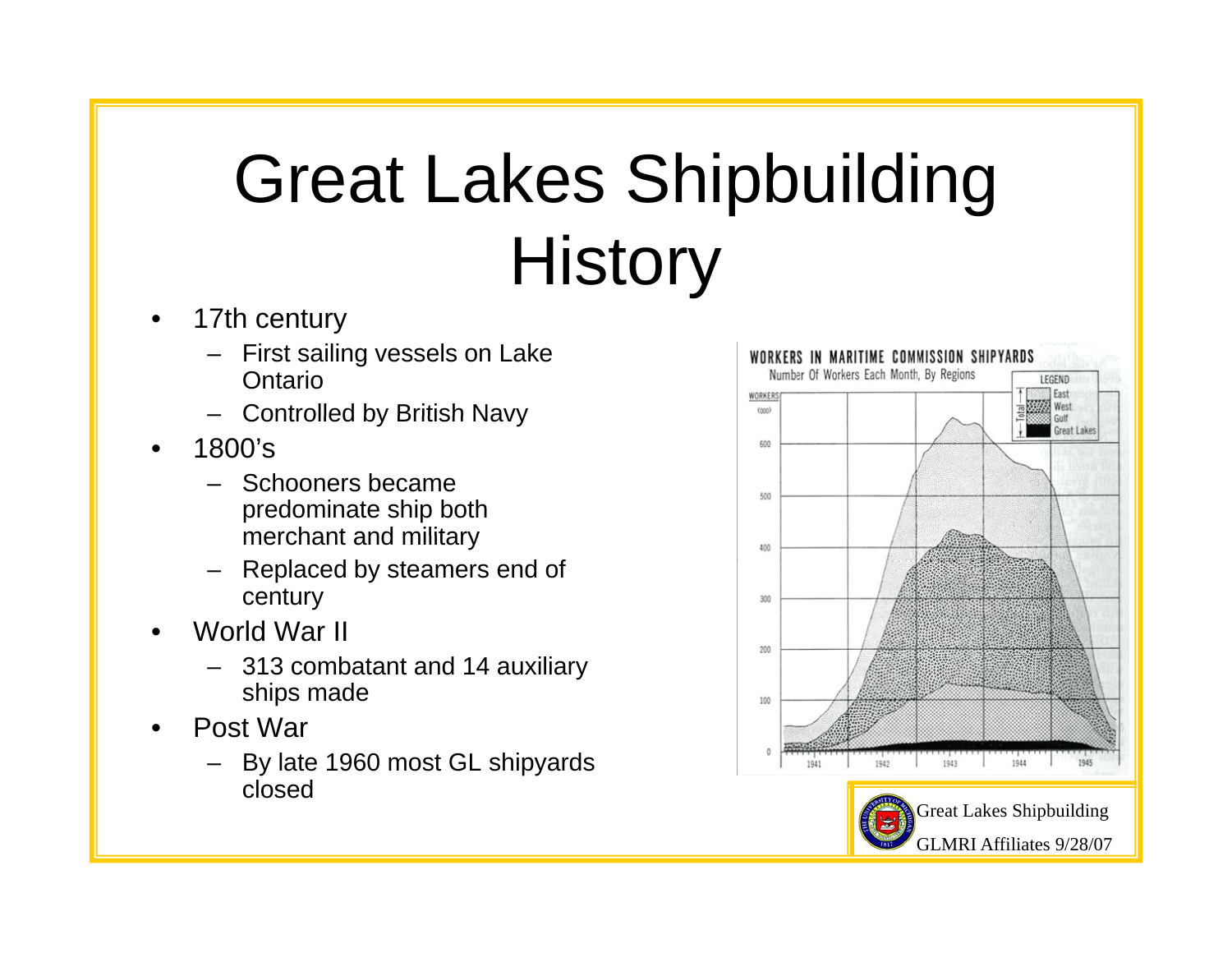# Great Lakes Shipbuilding History

- 17th century
  - First sailing vessels on Lake Ontario
  - Controlled by British Navy
- 1800's
  - Schooners became predominate ship both merchant and military
  - Replaced by steamers end of century
- World War II
  - 313 combatant and 14 auxiliary ships made
- Post War
  - By late 1960 most GL shipyards closed

WORKERS IN MARITIME COMMISSION SHIPYARDS

Number Of Workers Each Month, By Regions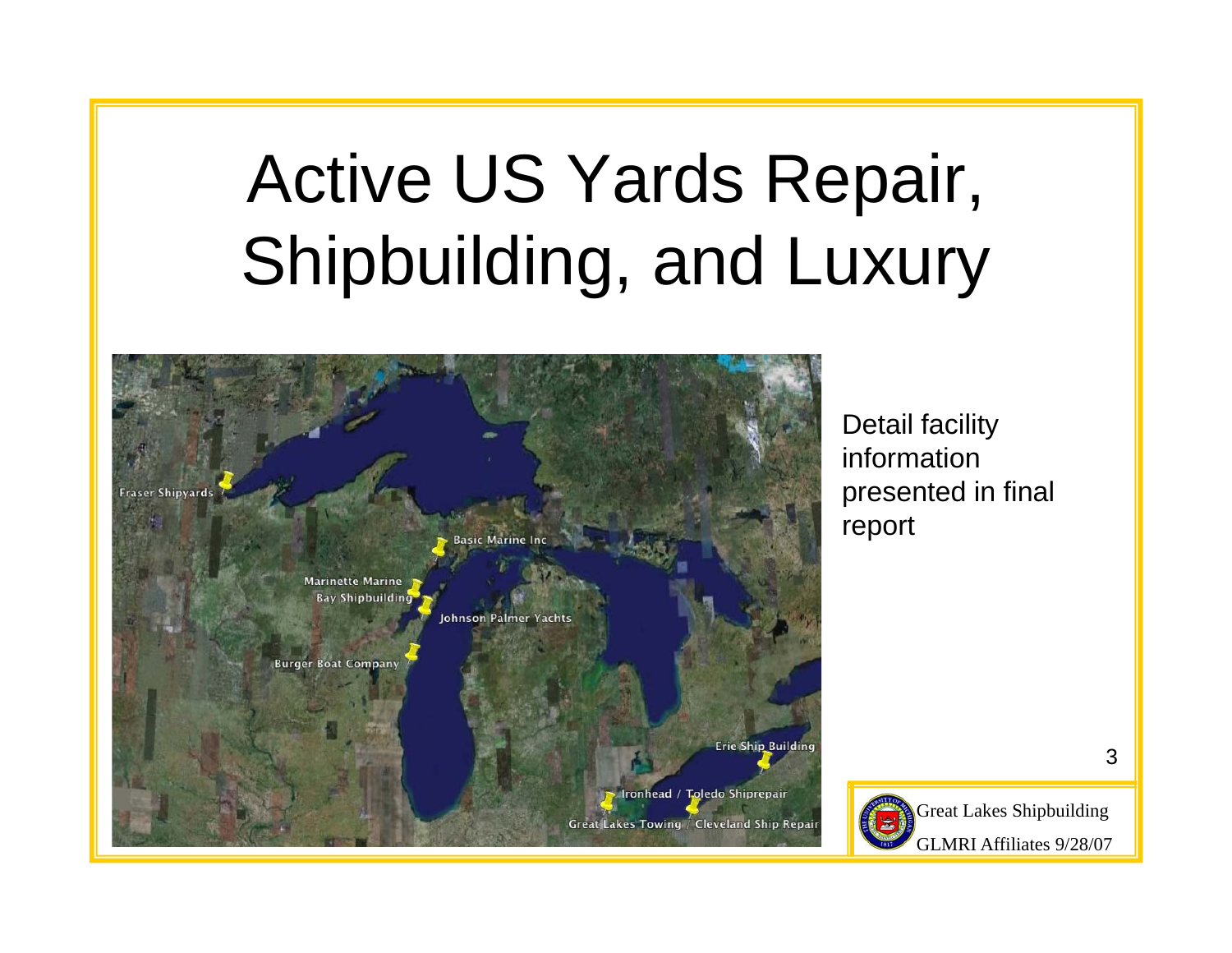# Active US Yards Repair, Shipbuilding, and Luxury

Fraser Shipyards

Basic Marine Inc

Marinette Marine

Bay Shipbuilding

Johnson Palmer Yachts

Burger Boat Company

Erie Ship Building

Ironhead / Toledo Shiprepair

Great Lakes Towing / Cleveland Ship Repair

Detail facility information presented in final report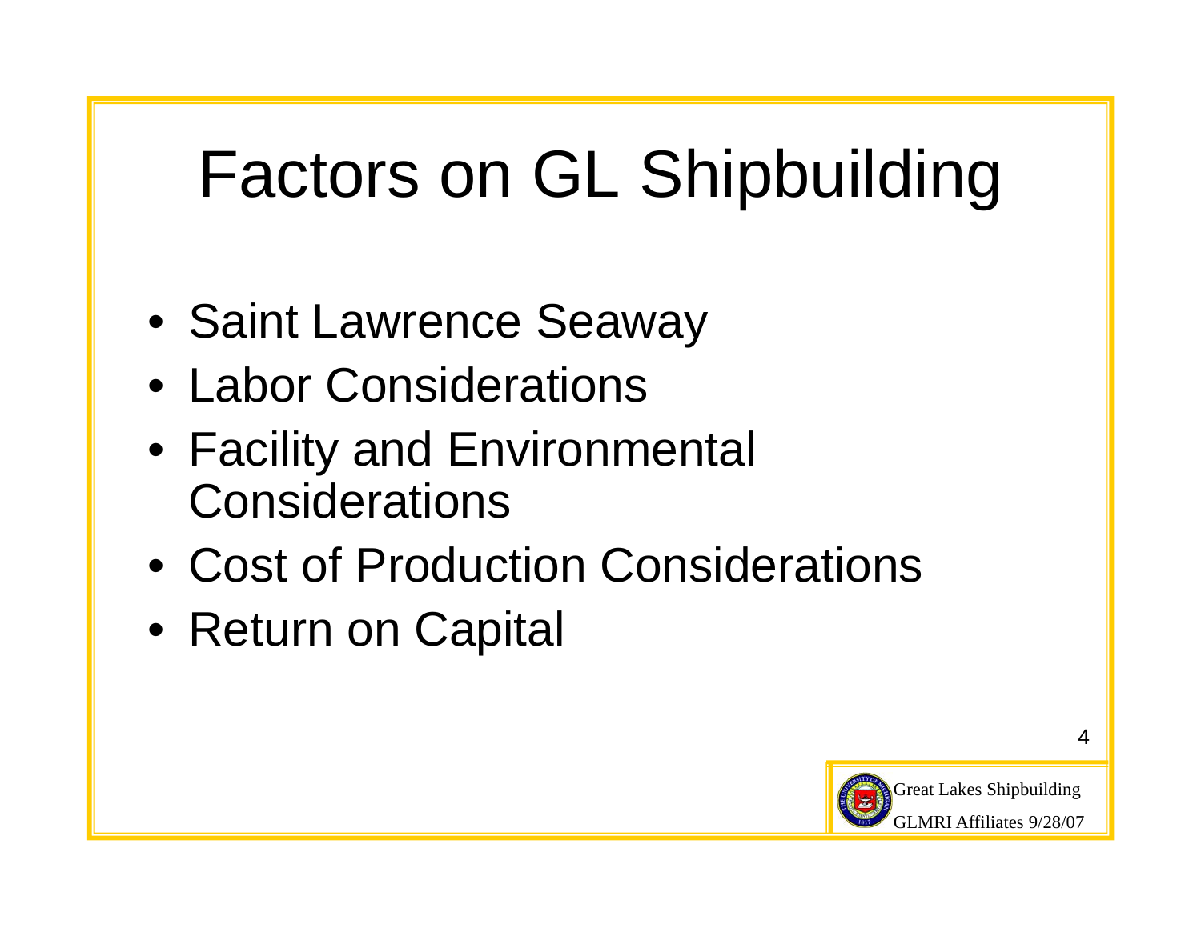# Factors on GL Shipbuilding

- Saint Lawrence Seaway
- Labor Considerations
- Facility and Environmental Considerations
- Cost of Production Considerations
- Return on Capital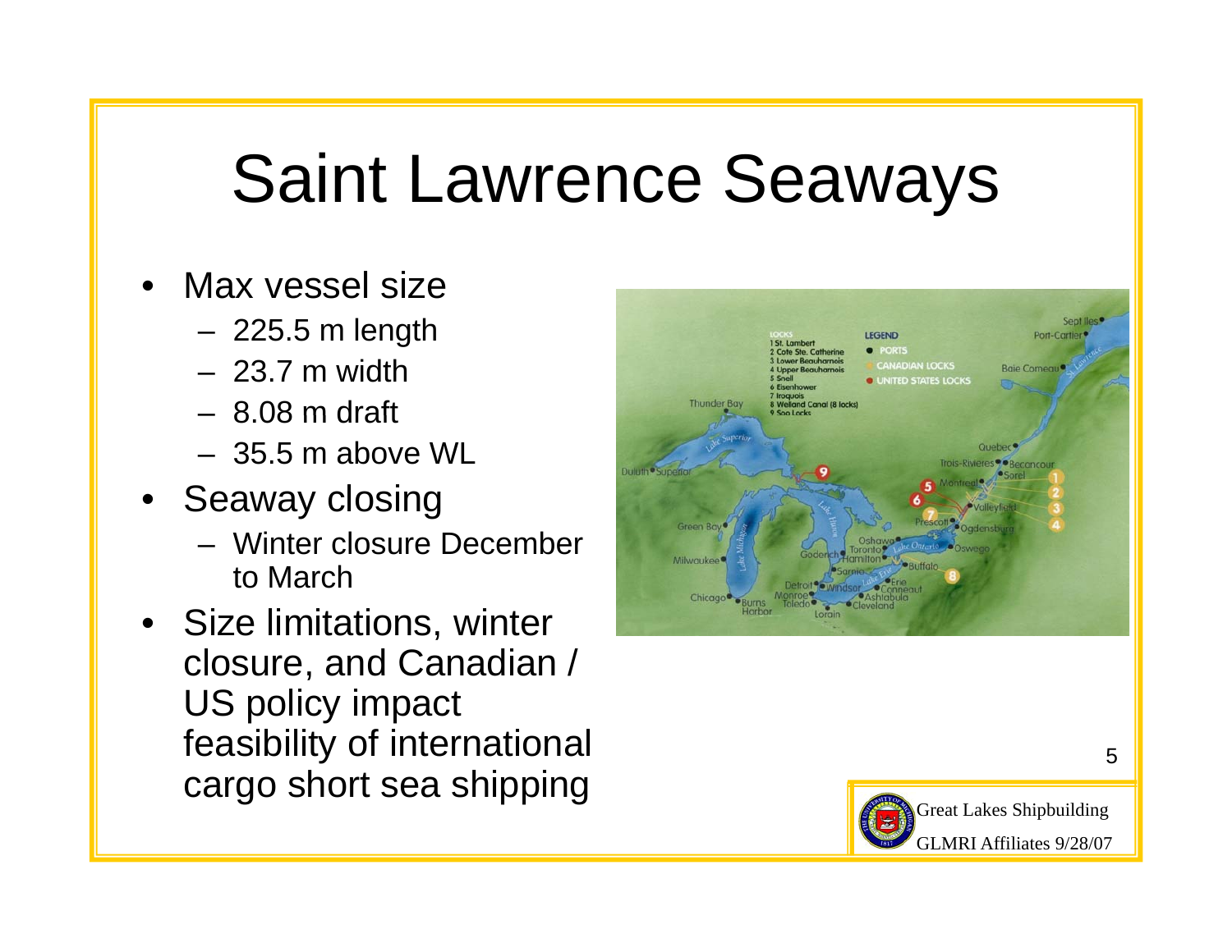# Saint Lawrence Seaways

- Max vessel size
  - 225.5 m length
  - 23.7 m width
  - 8.08 m draft
  - 35.5 m above WL
- Seaway closing
  - Winter closure December to March
- Size limitations, winter closure, and Canadian / US policy impact feasibility of international cargo short sea shipping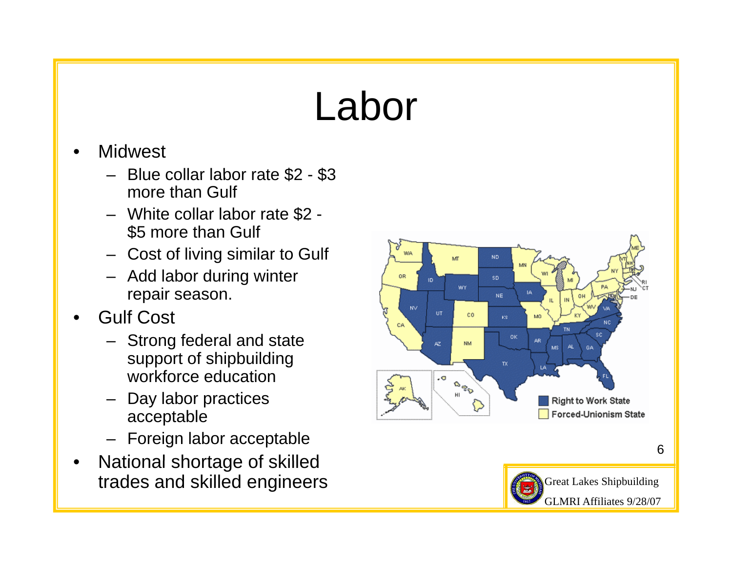# Labor

- Midwest
  - Blue collar labor rate $2 - $3 more than Gulf
  - White collar labor rate $2 - $5 more than Gulf
  - Cost of living similar to Gulf
  - Add labor during winter repair season.
- Gulf Cost
  - Strong federal and state support of shipbuilding workforce education
  - Day labor practices acceptable
  - Foreign labor acceptable
- National shortage of skilled trades and skilled engineers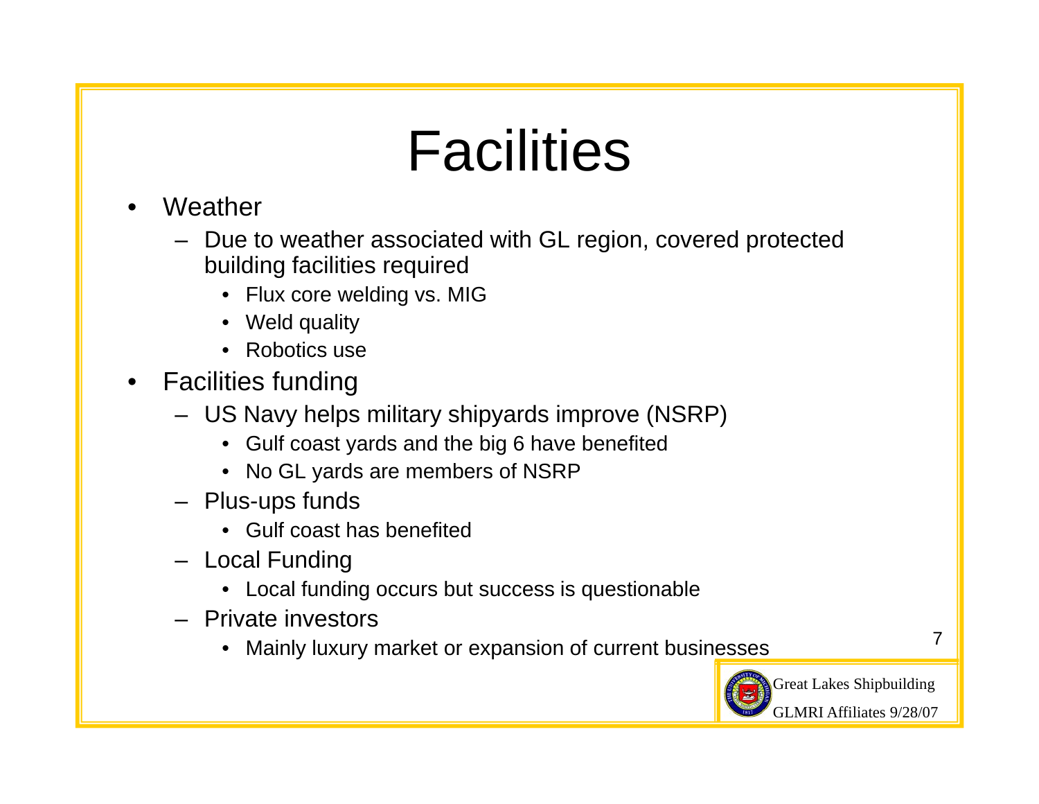# Facilities

- Weather
  - Due to weather associated with GL region, covered protected building facilities required
    - Flux core welding vs. MIG
    - Weld quality
    - Robotics use
- Facilities funding
  - US Navy helps military shipyards improve (NSRP)
    - Gulf coast yards and the big 6 have benefited
    - No GL yards are members of NSRP
  - Plus-ups funds
    - Gulf coast has benefited
  - Local Funding
    - Local funding occurs but success is questionable
  - Private investors
    - Mainly luxury market or expansion of current businesses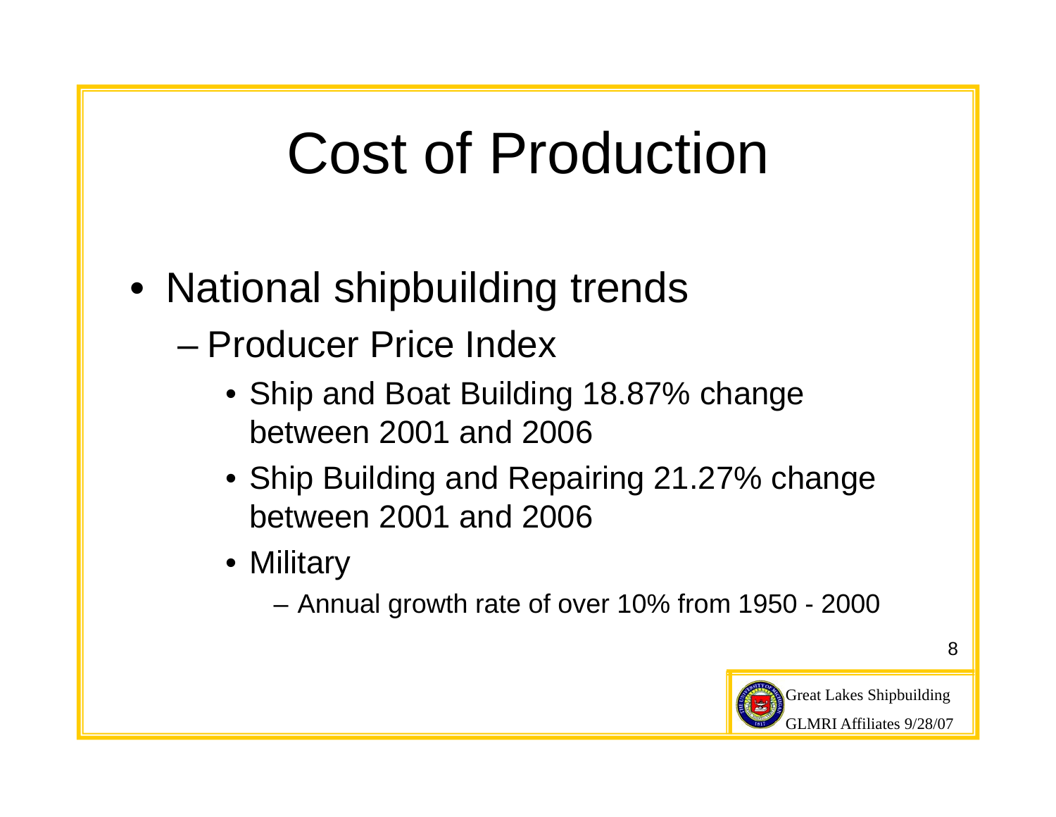# Cost of Production

- National shipbuilding trends
  - Producer Price Index
    - Ship and Boat Building 18.87% change between 2001 and 2006
    - Ship Building and Repairing 21.27% change between 2001 and 2006
    - Military
      - Annual growth rate of over 10% from 1950 - 2000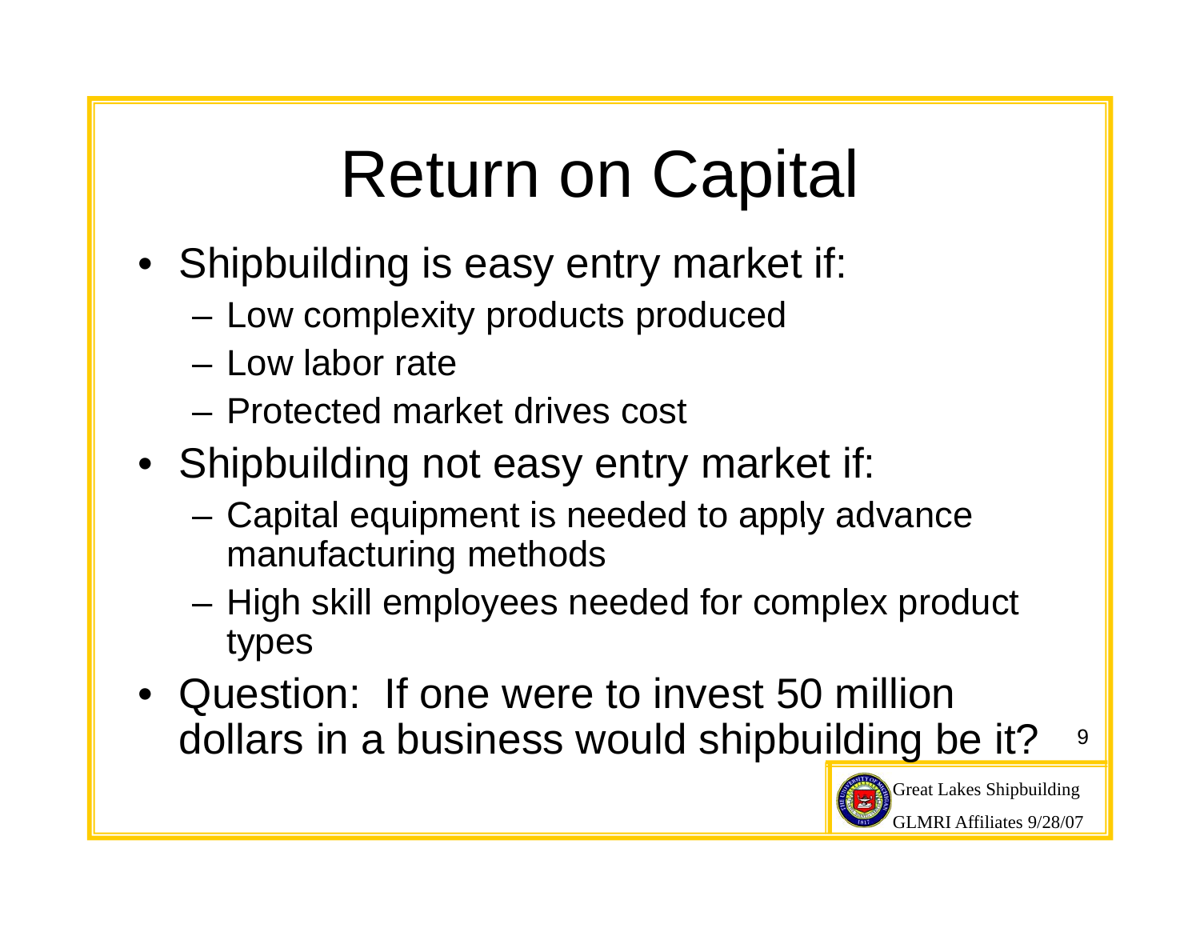# Return on Capital

- Shipbuilding is easy entry market if:
  - Low complexity products produced
  - Low labor rate
  - Protected market drives cost
- Shipbuilding not easy entry market if:
  - Capital equipment is needed to apply advance manufacturing methods
  - High skill employees needed for complex product types
- Question: If one were to invest 50 million dollars in a business would shipbuilding be it?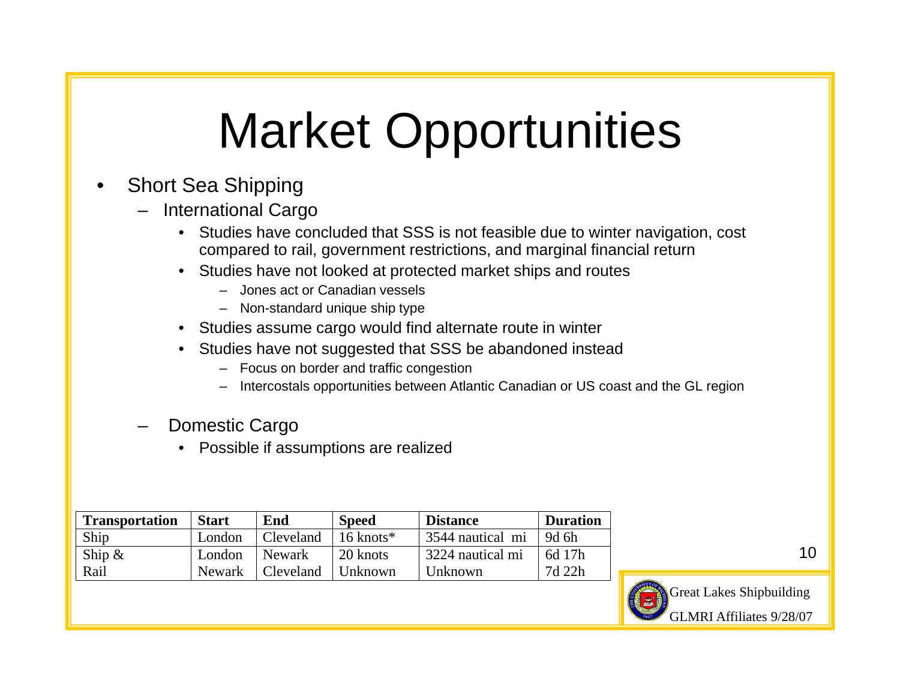# Market Opportunities

- Short Sea Shipping
  - International Cargo
    - Studies have concluded that SSS is not feasible due to winter navigation, cost compared to rail, government restrictions, and marginal financial return
    - Studies have not looked at protected market ships and routes
      - Jones act or Canadian vessels
      - Non-standard unique ship type
    - Studies assume cargo would find alternate route in winter
    - Studies have not suggested that SSS be abandoned instead
      - Focus on border and traffic congestion
      - Intercostals opportunities between Atlantic Canadian or US coast and the GL region
  - Domestic Cargo
    - Possible if assumptions are realized

| Transportation | Start | End | Speed | Distance | Duration |
|---|---|---|---|---|---|
| Ship | London | Cleveland | 16 knots* | 3544 nautical mi | 9d 6h |
| Ship & | London | Newark | 20 knots | 3224 nautical mi | 6d 17h |
| Rail | Newark | Cleveland | Unknown | Unknown | 7d 22h |

Great Lakes Shipbuilding

GLMRI Affiliates 9/28/07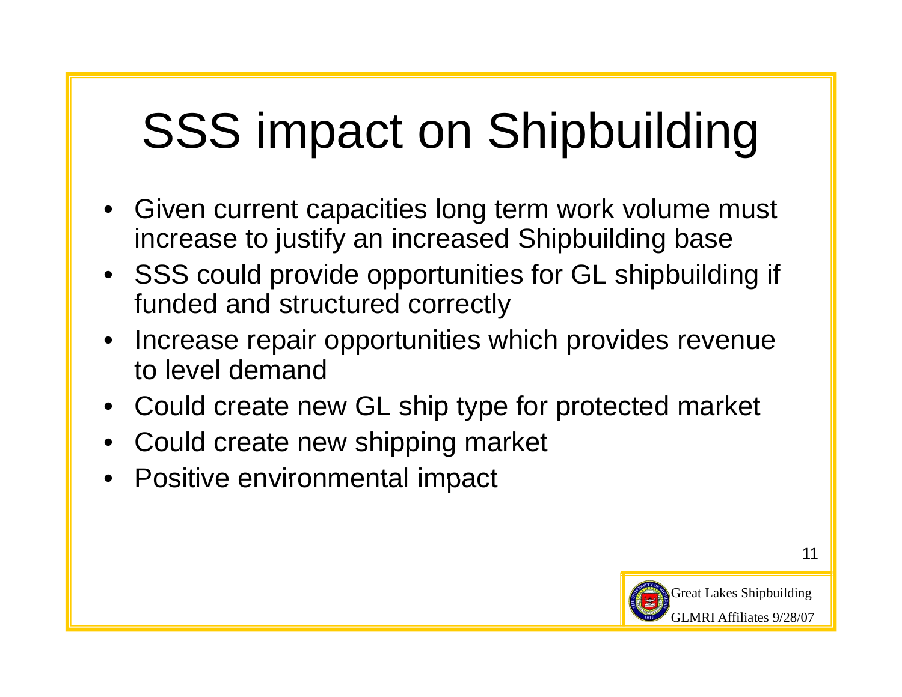# SSS impact on Shipbuilding

- Given current capacities long term work volume must increase to justify an increased Shipbuilding base
- SSS could provide opportunities for GL shipbuilding if funded and structured correctly
- Increase repair opportunities which provides revenue to level demand
- Could create new GL ship type for protected market
- Could create new shipping market
- Positive environmental impact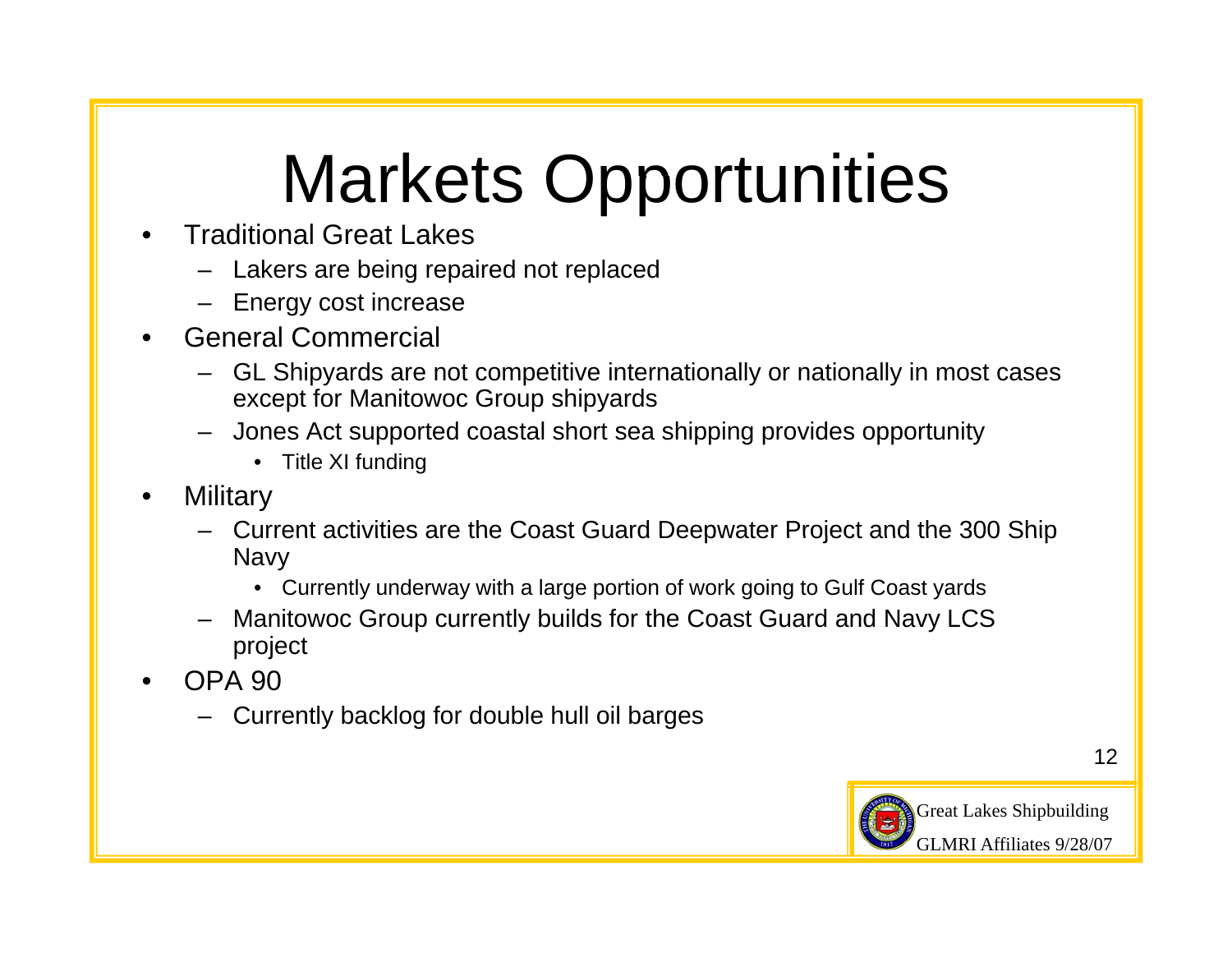# Markets Opportunities

- Traditional Great Lakes
  - Lakers are being repaired not replaced
  - Energy cost increase
- General Commercial
  - GL Shipyards are not competitive internationally or nationally in most cases except for Manitowoc Group shipyards
  - Jones Act supported coastal short sea shipping provides opportunity
    - Title XI funding
- Military
  - Current activities are the Coast Guard Deepwater Project and the 300 Ship Navy
    - Currently underway with a large portion of work going to Gulf Coast yards
  - Manitowoc Group currently builds for the Coast Guard and Navy LCS project
- OPA 90
  - Currently backlog for double hull oil barges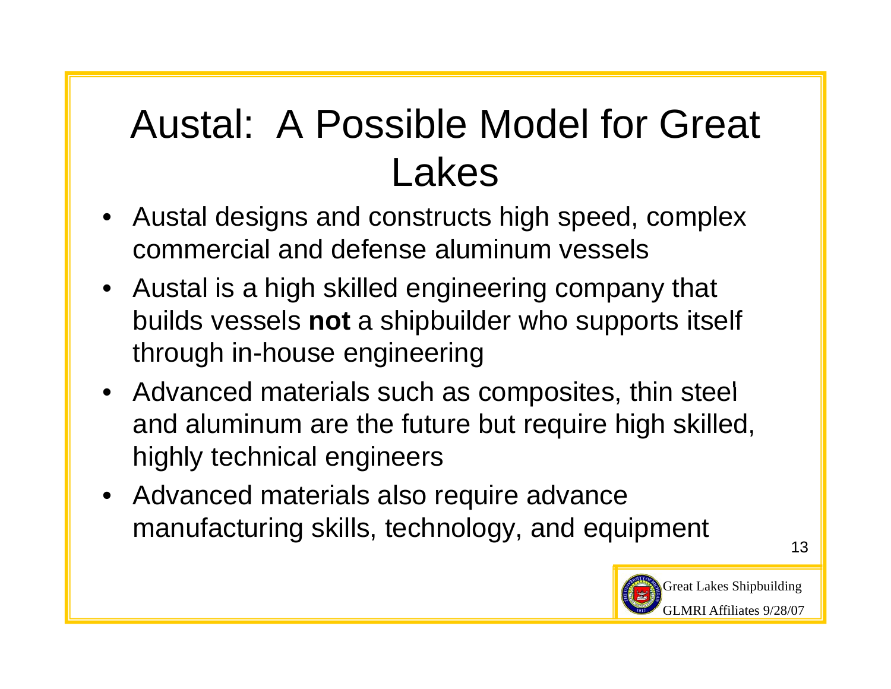# Austal: A Possible Model for Great Lakes

- Austal designs and constructs high speed, complex commercial and defense aluminum vessels
- Austal is a high skilled engineering company that builds vessels **not** a shipbuilder who supports itself through in-house engineering
- Advanced materials such as composites, thin steel and aluminum are the future but require high skilled, highly technical engineers
- Advanced materials also require advance manufacturing skills, technology, and equipment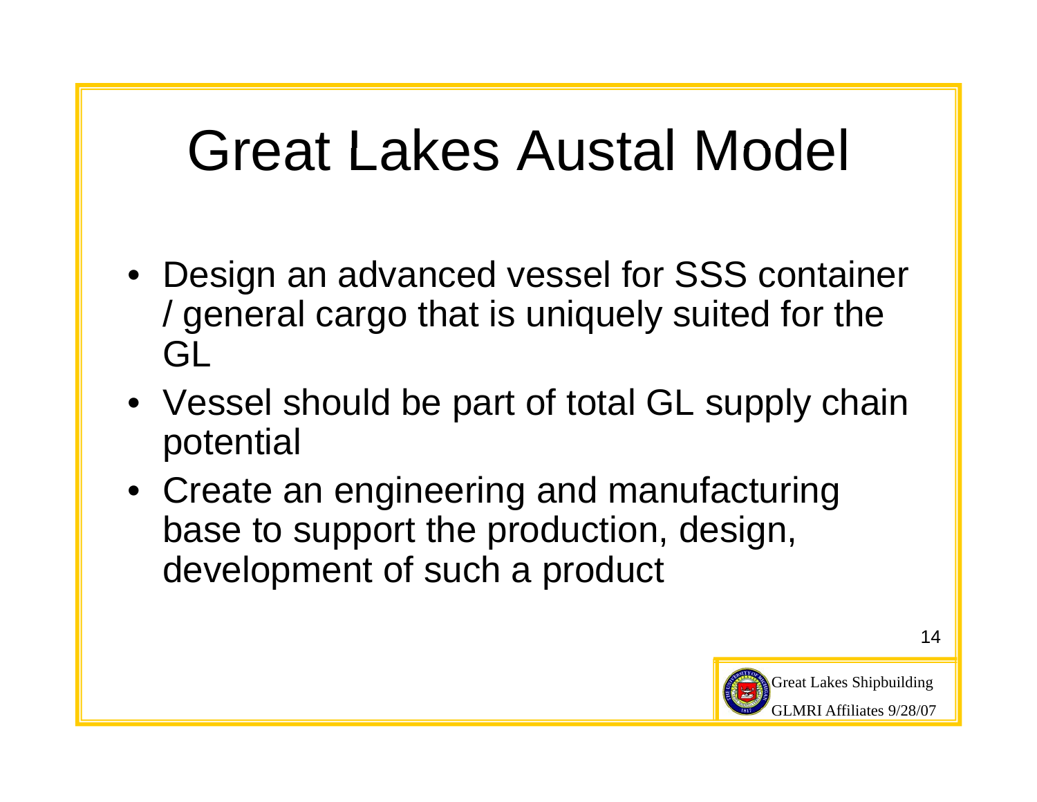# Great Lakes Austal Model

- Design an advanced vessel for SSS container / general cargo that is uniquely suited for the GL
- Vessel should be part of total GL supply chain potential
- Create an engineering and manufacturing base to support the production, design, development of such a product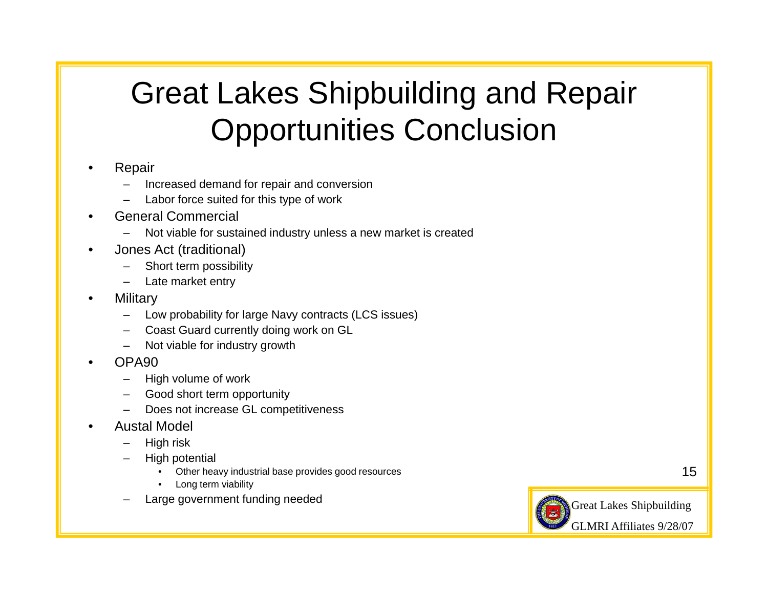# Great Lakes Shipbuilding and Repair Opportunities Conclusion

- Repair
  - Increased demand for repair and conversion
  - Labor force suited for this type of work
- General Commercial
  - Not viable for sustained industry unless a new market is created
- Jones Act (traditional)
  - Short term possibility
  - Late market entry
- Military
  - Low probability for large Navy contracts (LCS issues)
  - Coast Guard currently doing work on GL
  - Not viable for industry growth
- OPA90
  - High volume of work
  - Good short term opportunity
  - Does not increase GL competitiveness
- Austal Model
  - High risk
  - High potential
    - Other heavy industrial base provides good resources
    - Long term viability
  - Large government funding needed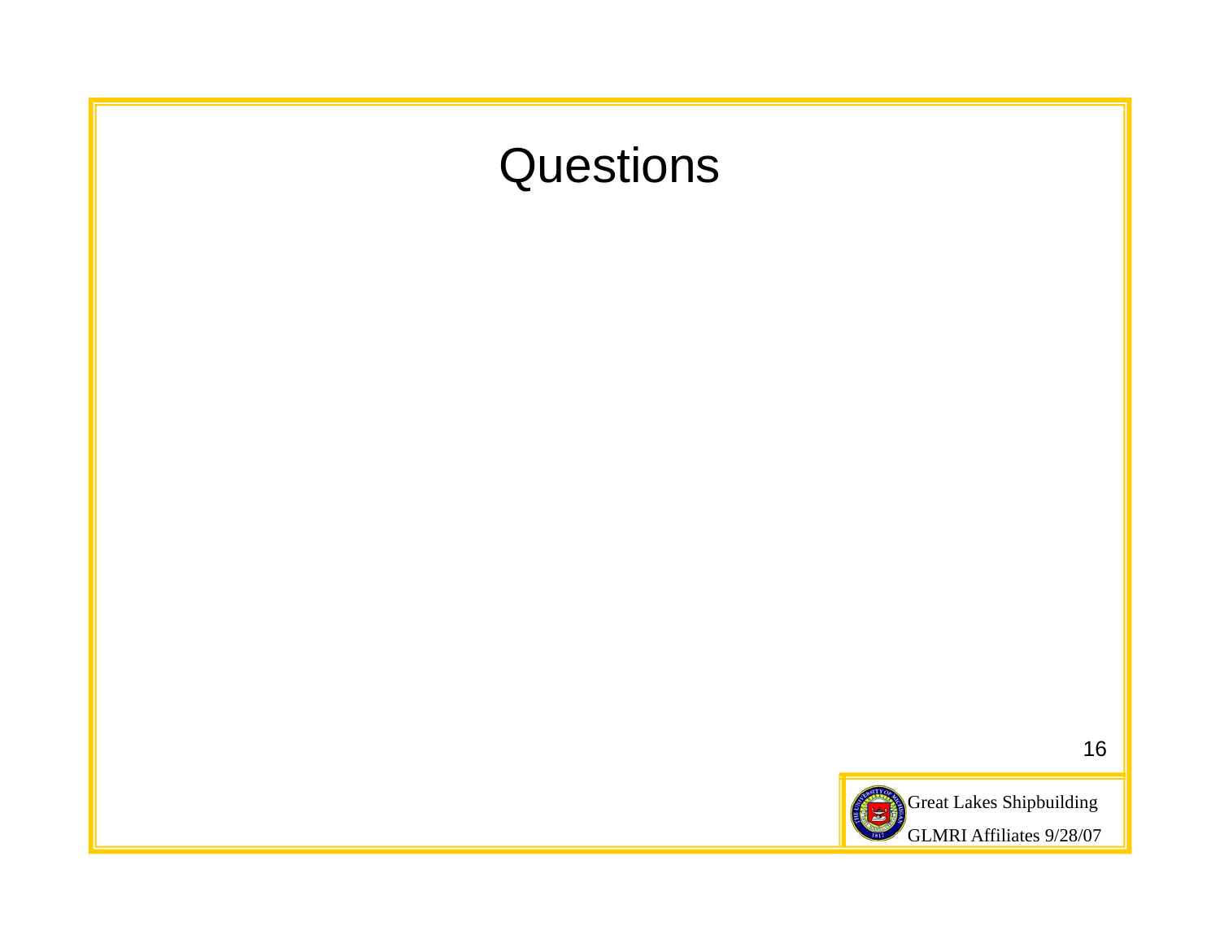# Questions